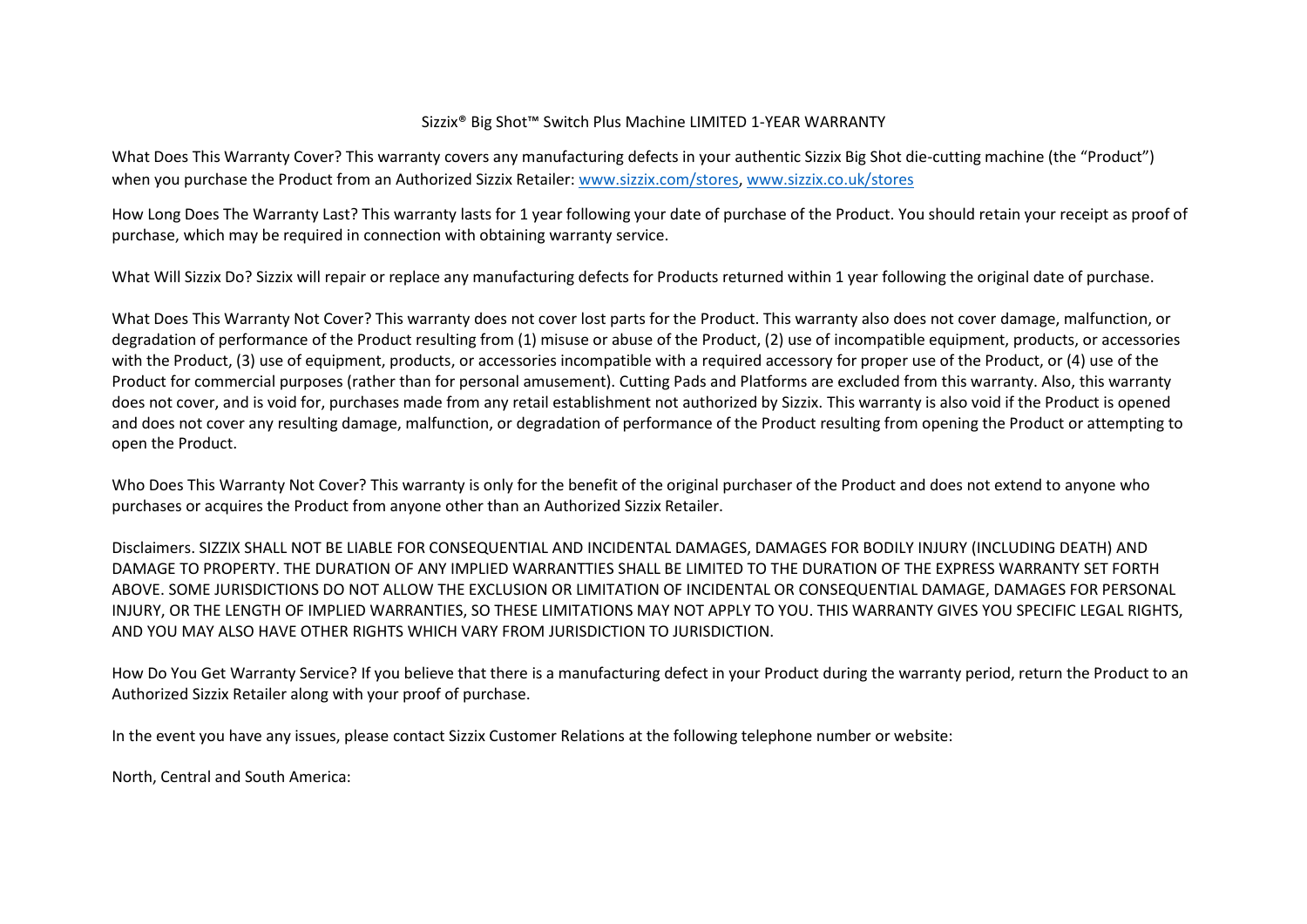# Sizzix® Big Shot™ Switch Plus Machine LIMITED 1-YEAR WARRANTY

What Does This Warranty Cover? This warranty covers any manufacturing defects in your authentic Sizzix Big Shot die-cutting machine (the "Product") when you purchase the Product from an Authorized Sizzix Retailer: www.sizzix.com/stores, www.sizzix.co.uk/stores

How Long Does The Warranty Last? This warranty lasts for 1 year following your date of purchase of the Product. You should retain your receipt as proof of purchase, which may be required in connection with obtaining warranty service.

What Will Sizzix Do? Sizzix will repair or replace any manufacturing defects for Products returned within 1 year following the original date of purchase.

What Does This Warranty Not Cover? This warranty does not cover lost parts for the Product. This warranty also does not cover damage, malfunction, or degradation of performance of the Product resulting from (1) misuse or abuse of the Product, (2) use of incompatible equipment, products, or accessories with the Product, (3) use of equipment, products, or accessories incompatible with a required accessory for proper use of the Product, or (4) use of the Product for commercial purposes (rather than for personal amusement). Cutting Pads and Platforms are excluded from this warranty. Also, this warranty does not cover, and is void for, purchases made from any retail establishment not authorized by Sizzix. This warranty is also void if the Product is opened and does not cover any resulting damage, malfunction, or degradation of performance of the Product resulting from opening the Product or attempting to open the Product.

Who Does This Warranty Not Cover? This warranty is only for the benefit of the original purchaser of the Product and does not extend to anyone who purchases or acquires the Product from anyone other than an Authorized Sizzix Retailer.

Disclaimers. SIZZIX SHALL NOT BE LIABLE FOR CONSEQUENTIAL AND INCIDENTAL DAMAGES, DAMAGES FOR BODILY INJURY (INCLUDING DEATH) AND DAMAGE TO PROPERTY. THE DURATION OF ANY IMPLIED WARRANTTIES SHALL BE LIMITED TO THE DURATION OF THE EXPRESS WARRANTY SET FORTH ABOVE. SOME JURISDICTIONS DO NOT ALLOW THE EXCLUSION OR LIMITATION OF INCIDENTAL OR CONSEQUENTIAL DAMAGE, DAMAGES FOR PERSONAL INJURY, OR THE LENGTH OF IMPLIED WARRANTIES, SO THESE LIMITATIONS MAY NOT APPLY TO YOU. THIS WARRANTY GIVES YOU SPECIFIC LEGAL RIGHTS, AND YOU MAY ALSO HAVE OTHER RIGHTS WHICH VARY FROM JURISDICTION TO JURISDICTION.

How Do You Get Warranty Service? If you believe that there is a manufacturing defect in your Product during the warranty period, return the Product to an Authorized Sizzix Retailer along with your proof of purchase.

In the event you have any issues, please contact Sizzix Customer Relations at the following telephone number or website:

North, Central and South America: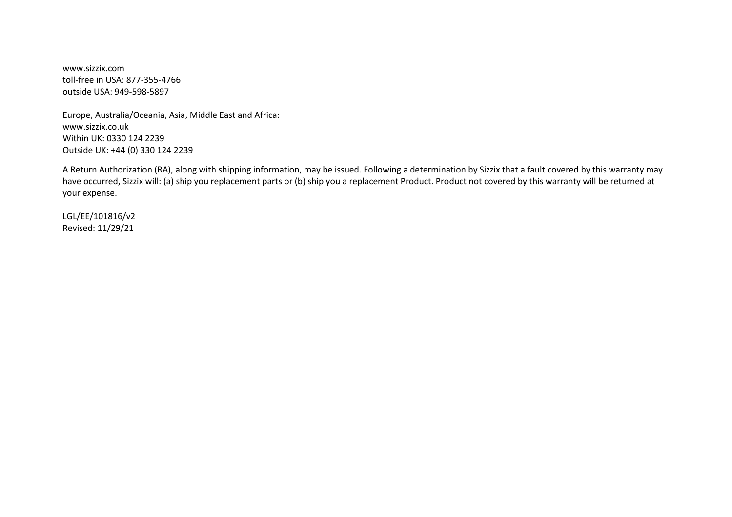www.sizzix.com
toll-free in USA: 877-355-4766
outside USA: 949-598-5897

Europe, Australia/Oceania, Asia, Middle East and Africa:
www.sizzix.co.uk
Within UK: 0330 124 2239
Outside UK: +44 (0) 330 124 2239

A Return Authorization (RA), along with shipping information, may be issued. Following a determination by Sizzix that a fault covered by this warranty may have occurred, Sizzix will: (a) ship you replacement parts or (b) ship you a replacement Product. Product not covered by this warranty will be returned at your expense.

LGL/EE/101816/v2
Revised: 11/29/21